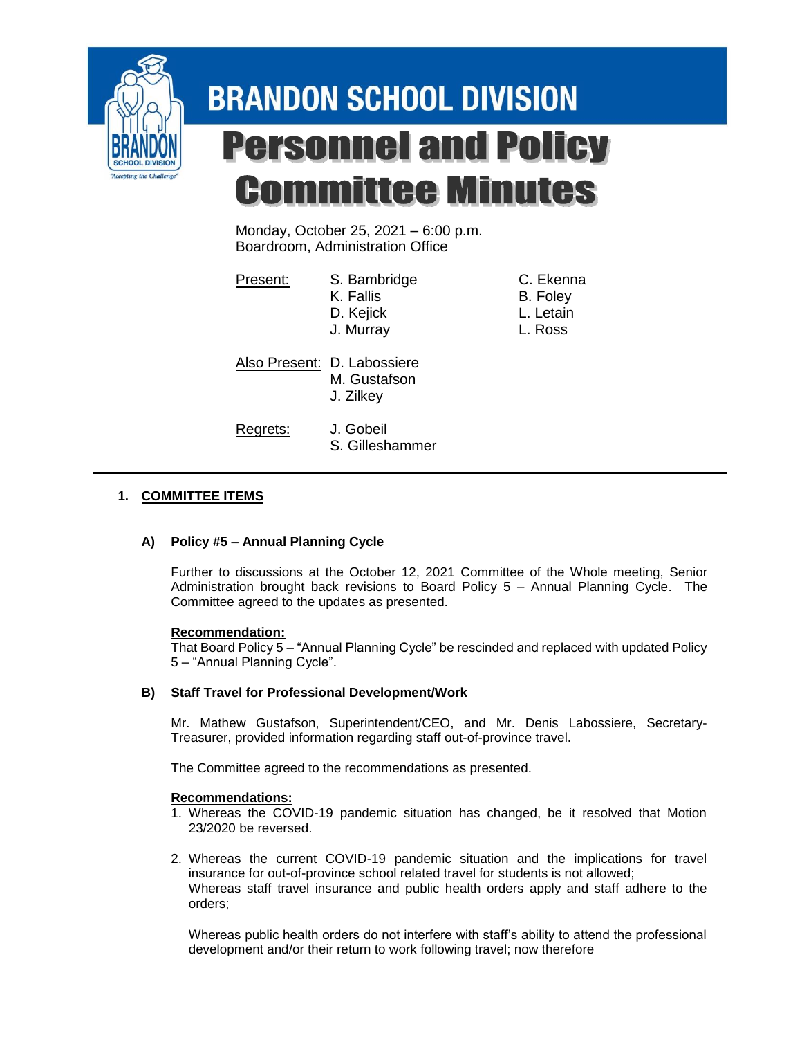# BRANDON SCHOOL DIVISION

# Personnel and Policy Committee Minutes

Monday, October 25, 2021 – 6:00 p.m.
Boardroom, Administration Office

| | | |
|---|---|---|
| Present: | S. Bambridge | C. Ekenna |
| | K. Fallis | B. Foley |
| | D. Kejick | L. Letain |
| | J. Murray | L. Ross |

Also Present: D. Labossiere
M. Gustafson
J. Zilkey

Regrets: J. Gobeil
S. Gilleshammer

---

## 1. COMMITTEE ITEMS

### A) Policy #5 – Annual Planning Cycle

Further to discussions at the October 12, 2021 Committee of the Whole meeting, Senior Administration brought back revisions to Board Policy 5 – Annual Planning Cycle. The Committee agreed to the updates as presented.

**Recommendation:**
That Board Policy 5 – "Annual Planning Cycle" be rescinded and replaced with updated Policy 5 – "Annual Planning Cycle".

### B) Staff Travel for Professional Development/Work

Mr. Mathew Gustafson, Superintendent/CEO, and Mr. Denis Labossiere, Secretary-Treasurer, provided information regarding staff out-of-province travel.

The Committee agreed to the recommendations as presented.

**Recommendations:**

1. Whereas the COVID-19 pandemic situation has changed, be it resolved that Motion 23/2020 be reversed.

2. Whereas the current COVID-19 pandemic situation and the implications for travel insurance for out-of-province school related travel for students is not allowed;
   Whereas staff travel insurance and public health orders apply and staff adhere to the orders;

   Whereas public health orders do not interfere with staff's ability to attend the professional development and/or their return to work following travel; now therefore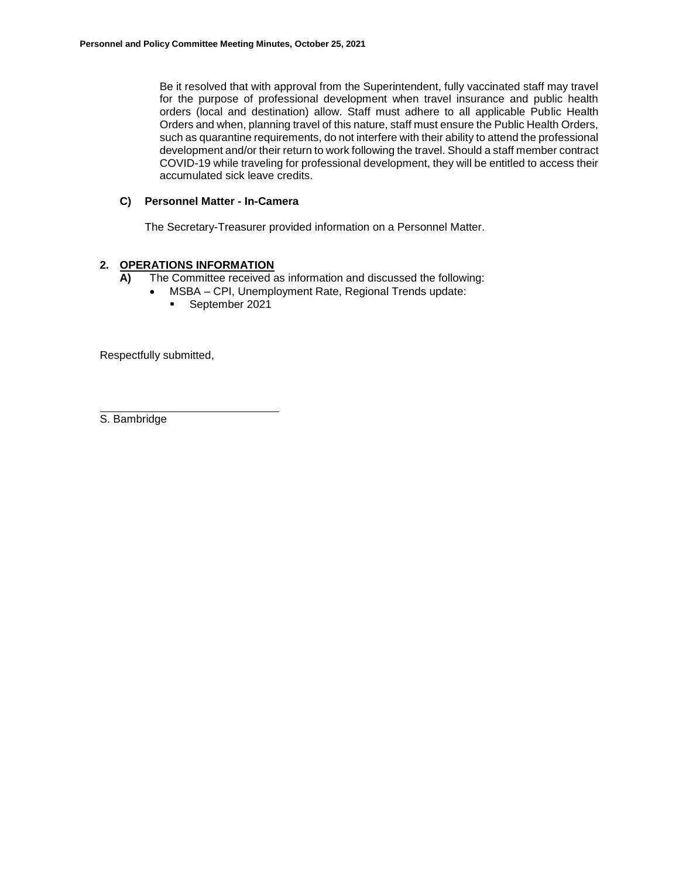Be it resolved that with approval from the Superintendent, fully vaccinated staff may travel for the purpose of professional development when travel insurance and public health orders (local and destination) allow. Staff must adhere to all applicable Public Health Orders and when, planning travel of this nature, staff must ensure the Public Health Orders, such as quarantine requirements, do not interfere with their ability to attend the professional development and/or their return to work following the travel. Should a staff member contract COVID-19 while traveling for professional development, they will be entitled to access their accumulated sick leave credits.

**C) Personnel Matter - In-Camera**

The Secretary-Treasurer provided information on a Personnel Matter.

## 2. OPERATIONS INFORMATION

**A)** The Committee received as information and discussed the following:

- MSBA – CPI, Unemployment Rate, Regional Trends update:
  - September 2021

Respectfully submitted,

S. Bambridge